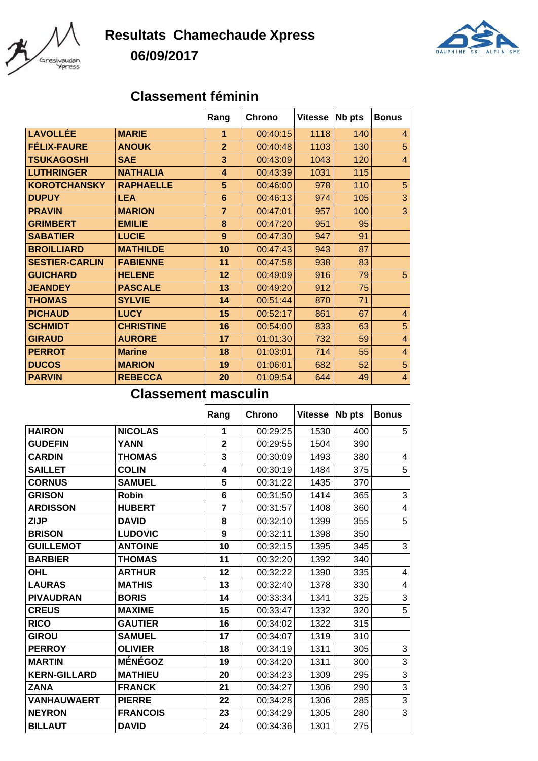# Resultats Chamechaude Xpress

## 06/09/2017

## Classement féminin

| | | Rang | Chrono | Vitesse | Nb pts | Bonus |
|---|---|---|---|---|---|---|
| **LAVOLLÉE** | **MARIE** | **1** | 00:40:15 | 1118 | 140 | 4 |
| **FÉLIX-FAURE** | **ANOUK** | **2** | 00:40:48 | 1103 | 130 | 5 |
| **TSUKAGOSHI** | **SAE** | **3** | 00:43:09 | 1043 | 120 | 4 |
| **LUTHRINGER** | **NATHALIA** | **4** | 00:43:39 | 1031 | 115 | |
| **KOROTCHANSKY** | **RAPHAELLE** | **5** | 00:46:00 | 978 | 110 | 5 |
| **DUPUY** | **LEA** | **6** | 00:46:13 | 974 | 105 | 3 |
| **PRAVIN** | **MARION** | **7** | 00:47:01 | 957 | 100 | 3 |
| **GRIMBERT** | **EMILIE** | **8** | 00:47:20 | 951 | 95 | |
| **SABATIER** | **LUCIE** | **9** | 00:47:30 | 947 | 91 | |
| **BROILLIARD** | **MATHILDE** | **10** | 00:47:43 | 943 | 87 | |
| **SESTIER-CARLIN** | **FABIENNE** | **11** | 00:47:58 | 938 | 83 | |
| **GUICHARD** | **HELENE** | **12** | 00:49:09 | 916 | 79 | 5 |
| **JEANDEY** | **PASCALE** | **13** | 00:49:20 | 912 | 75 | |
| **THOMAS** | **SYLVIE** | **14** | 00:51:44 | 870 | 71 | |
| **PICHAUD** | **LUCY** | **15** | 00:52:17 | 861 | 67 | 4 |
| **SCHMIDT** | **CHRISTINE** | **16** | 00:54:00 | 833 | 63 | 5 |
| **GIRAUD** | **AURORE** | **17** | 01:01:30 | 732 | 59 | 4 |
| **PERROT** | **Marine** | **18** | 01:03:01 | 714 | 55 | 4 |
| **DUCOS** | **MARION** | **19** | 01:06:01 | 682 | 52 | 5 |
| **PARVIN** | **REBECCA** | **20** | 01:09:54 | 644 | 49 | 4 |

## Classement masculin

| | | Rang | Chrono | Vitesse | Nb pts | Bonus |
|---|---|---|---|---|---|---|
| **HAIRON** | **NICOLAS** | **1** | 00:29:25 | 1530 | 400 | 5 |
| **GUDEFIN** | **YANN** | **2** | 00:29:55 | 1504 | 390 | |
| **CARDIN** | **THOMAS** | **3** | 00:30:09 | 1493 | 380 | 4 |
| **SAILLET** | **COLIN** | **4** | 00:30:19 | 1484 | 375 | 5 |
| **CORNUS** | **SAMUEL** | **5** | 00:31:22 | 1435 | 370 | |
| **GRISON** | **Robin** | **6** | 00:31:50 | 1414 | 365 | 3 |
| **ARDISSON** | **HUBERT** | **7** | 00:31:57 | 1408 | 360 | 4 |
| **ZIJP** | **DAVID** | **8** | 00:32:10 | 1399 | 355 | 5 |
| **BRISON** | **LUDOVIC** | **9** | 00:32:11 | 1398 | 350 | |
| **GUILLEMOT** | **ANTOINE** | **10** | 00:32:15 | 1395 | 345 | 3 |
| **BARBIER** | **THOMAS** | **11** | 00:32:20 | 1392 | 340 | |
| **OHL** | **ARTHUR** | **12** | 00:32:22 | 1390 | 335 | 4 |
| **LAURAS** | **MATHIS** | **13** | 00:32:40 | 1378 | 330 | 4 |
| **PIVAUDRAN** | **BORIS** | **14** | 00:33:34 | 1341 | 325 | 3 |
| **CREUS** | **MAXIME** | **15** | 00:33:47 | 1332 | 320 | 5 |
| **RICO** | **GAUTIER** | **16** | 00:34:02 | 1322 | 315 | |
| **GIROU** | **SAMUEL** | **17** | 00:34:07 | 1319 | 310 | |
| **PERROY** | **OLIVIER** | **18** | 00:34:19 | 1311 | 305 | 3 |
| **MARTIN** | **MÉNÉGOZ** | **19** | 00:34:20 | 1311 | 300 | 3 |
| **KERN-GILLARD** | **MATHIEU** | **20** | 00:34:23 | 1309 | 295 | 3 |
| **ZANA** | **FRANCK** | **21** | 00:34:27 | 1306 | 290 | 3 |
| **VANHAUWAERT** | **PIERRE** | **22** | 00:34:28 | 1306 | 285 | 3 |
| **NEYRON** | **FRANCOIS** | **23** | 00:34:29 | 1305 | 280 | 3 |
| **BILLAUT** | **DAVID** | **24** | 00:34:36 | 1301 | 275 | |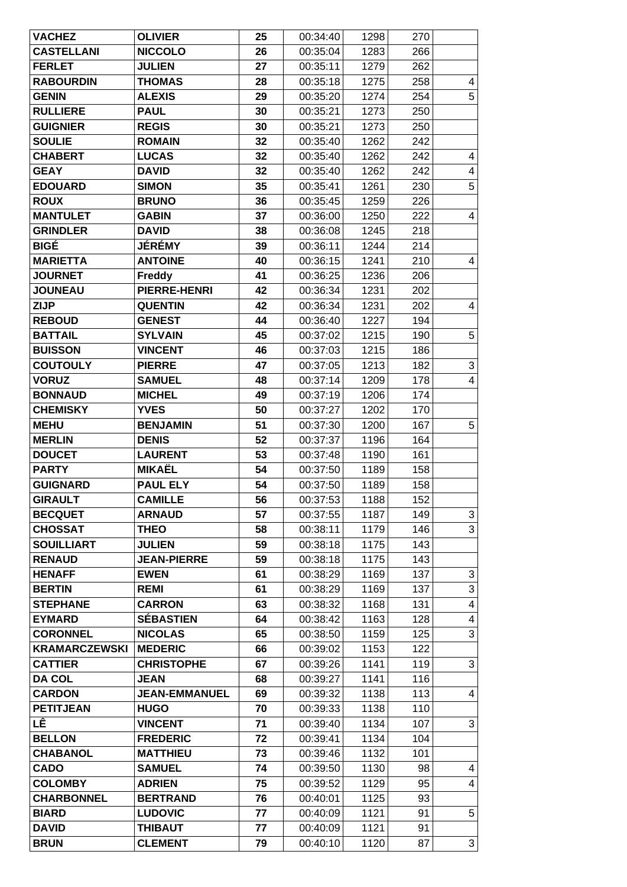| VACHEZ | OLIVIER | 25 | 00:34:40 | 1298 | 270 | |
|---|---|---|---|---|---|---|
| CASTELLANI | NICCOLO | 26 | 00:35:04 | 1283 | 266 | |
| FERLET | JULIEN | 27 | 00:35:11 | 1279 | 262 | |
| RABOURDIN | THOMAS | 28 | 00:35:18 | 1275 | 258 | 4 |
| GENIN | ALEXIS | 29 | 00:35:20 | 1274 | 254 | 5 |
| RULLIERE | PAUL | 30 | 00:35:21 | 1273 | 250 | |
| GUIGNIER | REGIS | 30 | 00:35:21 | 1273 | 250 | |
| SOULIE | ROMAIN | 32 | 00:35:40 | 1262 | 242 | |
| CHABERT | LUCAS | 32 | 00:35:40 | 1262 | 242 | 4 |
| GEAY | DAVID | 32 | 00:35:40 | 1262 | 242 | 4 |
| EDOUARD | SIMON | 35 | 00:35:41 | 1261 | 230 | 5 |
| ROUX | BRUNO | 36 | 00:35:45 | 1259 | 226 | |
| MANTULET | GABIN | 37 | 00:36:00 | 1250 | 222 | 4 |
| GRINDLER | DAVID | 38 | 00:36:08 | 1245 | 218 | |
| BIGÉ | JÉRÉMY | 39 | 00:36:11 | 1244 | 214 | |
| MARIETTA | ANTOINE | 40 | 00:36:15 | 1241 | 210 | 4 |
| JOURNET | Freddy | 41 | 00:36:25 | 1236 | 206 | |
| JOUNEAU | PIERRE-HENRI | 42 | 00:36:34 | 1231 | 202 | |
| ZIJP | QUENTIN | 42 | 00:36:34 | 1231 | 202 | 4 |
| REBOUD | GENEST | 44 | 00:36:40 | 1227 | 194 | |
| BATTAIL | SYLVAIN | 45 | 00:37:02 | 1215 | 190 | 5 |
| BUISSON | VINCENT | 46 | 00:37:03 | 1215 | 186 | |
| COUTOULY | PIERRE | 47 | 00:37:05 | 1213 | 182 | 3 |
| VORUZ | SAMUEL | 48 | 00:37:14 | 1209 | 178 | 4 |
| BONNAUD | MICHEL | 49 | 00:37:19 | 1206 | 174 | |
| CHEMISKY | YVES | 50 | 00:37:27 | 1202 | 170 | |
| MEHU | BENJAMIN | 51 | 00:37:30 | 1200 | 167 | 5 |
| MERLIN | DENIS | 52 | 00:37:37 | 1196 | 164 | |
| DOUCET | LAURENT | 53 | 00:37:48 | 1190 | 161 | |
| PARTY | MIKAËL | 54 | 00:37:50 | 1189 | 158 | |
| GUIGNARD | PAUL ELY | 54 | 00:37:50 | 1189 | 158 | |
| GIRAULT | CAMILLE | 56 | 00:37:53 | 1188 | 152 | |
| BECQUET | ARNAUD | 57 | 00:37:55 | 1187 | 149 | 3 |
| CHOSSAT | THEO | 58 | 00:38:11 | 1179 | 146 | 3 |
| SOUILLIART | JULIEN | 59 | 00:38:18 | 1175 | 143 | |
| RENAUD | JEAN-PIERRE | 59 | 00:38:18 | 1175 | 143 | |
| HENAFF | EWEN | 61 | 00:38:29 | 1169 | 137 | 3 |
| BERTIN | REMI | 61 | 00:38:29 | 1169 | 137 | 3 |
| STEPHANE | CARRON | 63 | 00:38:32 | 1168 | 131 | 4 |
| EYMARD | SÉBASTIEN | 64 | 00:38:42 | 1163 | 128 | 4 |
| CORONNEL | NICOLAS | 65 | 00:38:50 | 1159 | 125 | 3 |
| KRAMARCZEWSKI | MEDERIC | 66 | 00:39:02 | 1153 | 122 | |
| CATTIER | CHRISTOPHE | 67 | 00:39:26 | 1141 | 119 | 3 |
| DA COL | JEAN | 68 | 00:39:27 | 1141 | 116 | |
| CARDON | JEAN-EMMANUEL | 69 | 00:39:32 | 1138 | 113 | 4 |
| PETITJEAN | HUGO | 70 | 00:39:33 | 1138 | 110 | |
| LÊ | VINCENT | 71 | 00:39:40 | 1134 | 107 | 3 |
| BELLON | FREDERIC | 72 | 00:39:41 | 1134 | 104 | |
| CHABANOL | MATTHIEU | 73 | 00:39:46 | 1132 | 101 | |
| CADO | SAMUEL | 74 | 00:39:50 | 1130 | 98 | 4 |
| COLOMBY | ADRIEN | 75 | 00:39:52 | 1129 | 95 | 4 |
| CHARBONNEL | BERTRAND | 76 | 00:40:01 | 1125 | 93 | |
| BIARD | LUDOVIC | 77 | 00:40:09 | 1121 | 91 | 5 |
| DAVID | THIBAUT | 77 | 00:40:09 | 1121 | 91 | |
| BRUN | CLEMENT | 79 | 00:40:10 | 1120 | 87 | 3 |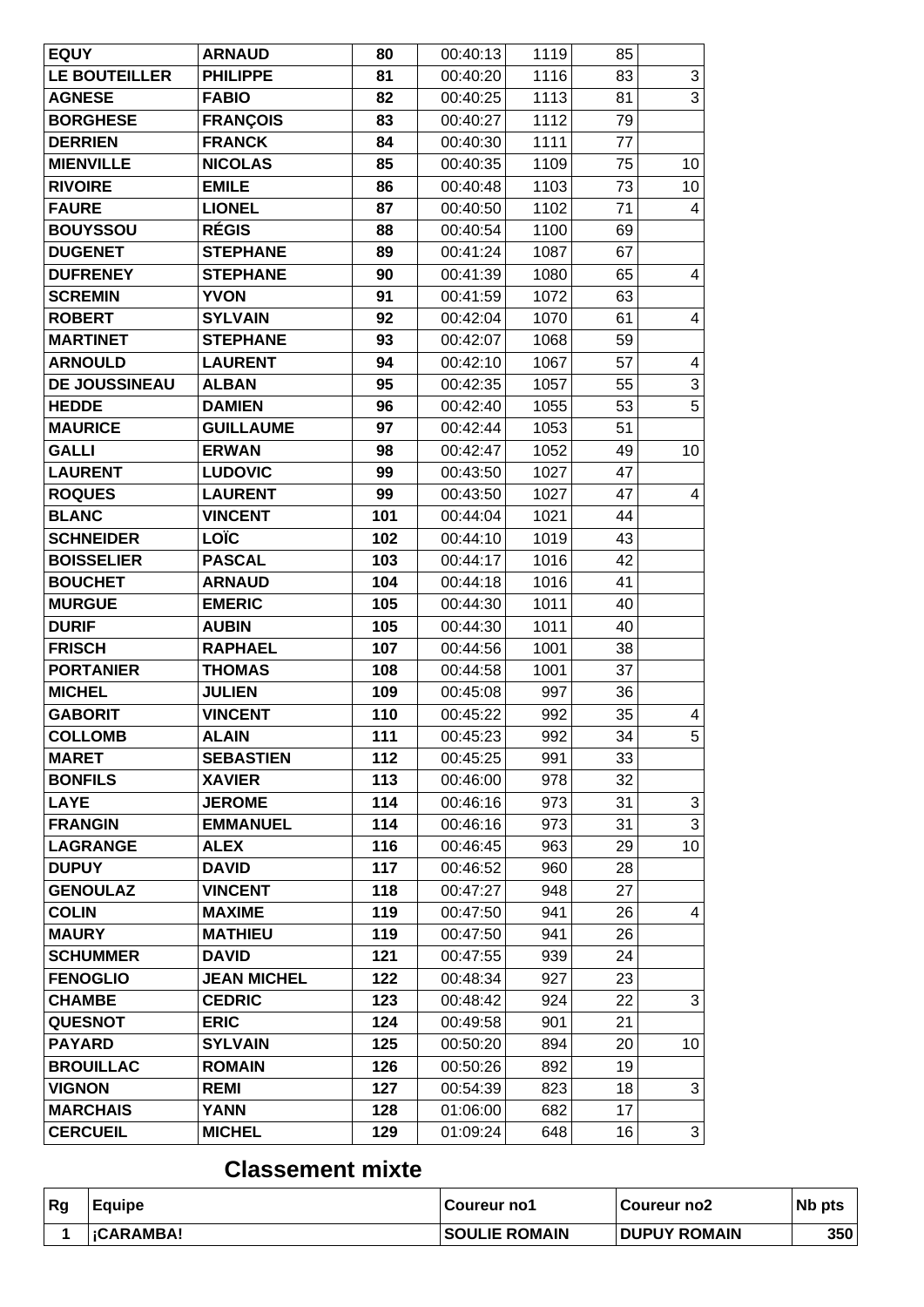| | | | | | | |
|---|---|---|---|---|---|---|
| **EQUY** | **ARNAUD** | **80** | 00:40:13 | 1119 | 85 | |
| **LE BOUTEILLER** | **PHILIPPE** | **81** | 00:40:20 | 1116 | 83 | 3 |
| **AGNESE** | **FABIO** | **82** | 00:40:25 | 1113 | 81 | 3 |
| **BORGHESE** | **FRANÇOIS** | **83** | 00:40:27 | 1112 | 79 | |
| **DERRIEN** | **FRANCK** | **84** | 00:40:30 | 1111 | 77 | |
| **MIENVILLE** | **NICOLAS** | **85** | 00:40:35 | 1109 | 75 | 10 |
| **RIVOIRE** | **EMILE** | **86** | 00:40:48 | 1103 | 73 | 10 |
| **FAURE** | **LIONEL** | **87** | 00:40:50 | 1102 | 71 | 4 |
| **BOUYSSOU** | **RÉGIS** | **88** | 00:40:54 | 1100 | 69 | |
| **DUGENET** | **STEPHANE** | **89** | 00:41:24 | 1087 | 67 | |
| **DUFRENEY** | **STEPHANE** | **90** | 00:41:39 | 1080 | 65 | 4 |
| **SCREMIN** | **YVON** | **91** | 00:41:59 | 1072 | 63 | |
| **ROBERT** | **SYLVAIN** | **92** | 00:42:04 | 1070 | 61 | 4 |
| **MARTINET** | **STEPHANE** | **93** | 00:42:07 | 1068 | 59 | |
| **ARNOULD** | **LAURENT** | **94** | 00:42:10 | 1067 | 57 | 4 |
| **DE JOUSSINEAU** | **ALBAN** | **95** | 00:42:35 | 1057 | 55 | 3 |
| **HEDDE** | **DAMIEN** | **96** | 00:42:40 | 1055 | 53 | 5 |
| **MAURICE** | **GUILLAUME** | **97** | 00:42:44 | 1053 | 51 | |
| **GALLI** | **ERWAN** | **98** | 00:42:47 | 1052 | 49 | 10 |
| **LAURENT** | **LUDOVIC** | **99** | 00:43:50 | 1027 | 47 | |
| **ROQUES** | **LAURENT** | **99** | 00:43:50 | 1027 | 47 | 4 |
| **BLANC** | **VINCENT** | **101** | 00:44:04 | 1021 | 44 | |
| **SCHNEIDER** | **LOÏC** | **102** | 00:44:10 | 1019 | 43 | |
| **BOISSELIER** | **PASCAL** | **103** | 00:44:17 | 1016 | 42 | |
| **BOUCHET** | **ARNAUD** | **104** | 00:44:18 | 1016 | 41 | |
| **MURGUE** | **EMERIC** | **105** | 00:44:30 | 1011 | 40 | |
| **DURIF** | **AUBIN** | **105** | 00:44:30 | 1011 | 40 | |
| **FRISCH** | **RAPHAEL** | **107** | 00:44:56 | 1001 | 38 | |
| **PORTANIER** | **THOMAS** | **108** | 00:44:58 | 1001 | 37 | |
| **MICHEL** | **JULIEN** | **109** | 00:45:08 | 997 | 36 | |
| **GABORIT** | **VINCENT** | **110** | 00:45:22 | 992 | 35 | 4 |
| **COLLOMB** | **ALAIN** | **111** | 00:45:23 | 992 | 34 | 5 |
| **MARET** | **SEBASTIEN** | **112** | 00:45:25 | 991 | 33 | |
| **BONFILS** | **XAVIER** | **113** | 00:46:00 | 978 | 32 | |
| **LAYE** | **JEROME** | **114** | 00:46:16 | 973 | 31 | 3 |
| **FRANGIN** | **EMMANUEL** | **114** | 00:46:16 | 973 | 31 | 3 |
| **LAGRANGE** | **ALEX** | **116** | 00:46:45 | 963 | 29 | 10 |
| **DUPUY** | **DAVID** | **117** | 00:46:52 | 960 | 28 | |
| **GENOULAZ** | **VINCENT** | **118** | 00:47:27 | 948 | 27 | |
| **COLIN** | **MAXIME** | **119** | 00:47:50 | 941 | 26 | 4 |
| **MAURY** | **MATHIEU** | **119** | 00:47:50 | 941 | 26 | |
| **SCHUMMER** | **DAVID** | **121** | 00:47:55 | 939 | 24 | |
| **FENOGLIO** | **JEAN MICHEL** | **122** | 00:48:34 | 927 | 23 | |
| **CHAMBE** | **CEDRIC** | **123** | 00:48:42 | 924 | 22 | 3 |
| **QUESNOT** | **ERIC** | **124** | 00:49:58 | 901 | 21 | |
| **PAYARD** | **SYLVAIN** | **125** | 00:50:20 | 894 | 20 | 10 |
| **BROUILLAC** | **ROMAIN** | **126** | 00:50:26 | 892 | 19 | |
| **VIGNON** | **REMI** | **127** | 00:54:39 | 823 | 18 | 3 |
| **MARCHAIS** | **YANN** | **128** | 01:06:00 | 682 | 17 | |
| **CERCUEIL** | **MICHEL** | **129** | 01:09:24 | 648 | 16 | 3 |

## Classement mixte

| Rg | Equipe | Coureur no1 | Coureur no2 | Nb pts |
|---|---|---|---|---|
| **1** | **¡CARAMBA!** | **SOULIE ROMAIN** | **DUPUY ROMAIN** | **350** |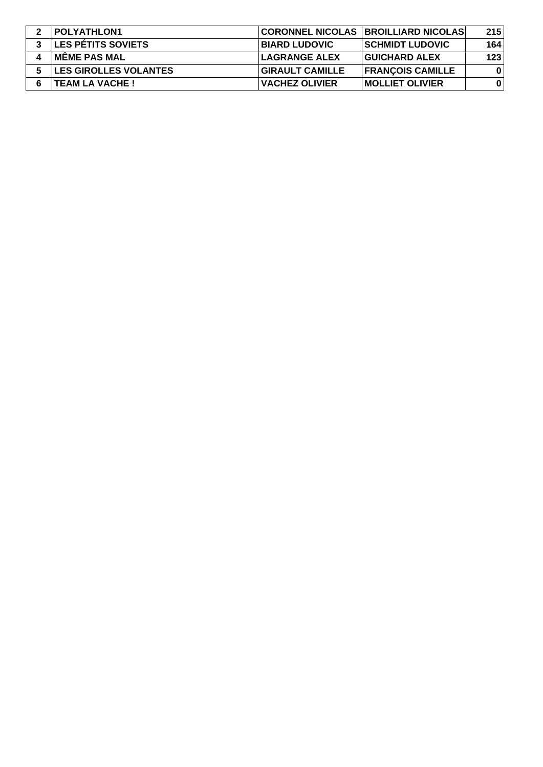| | | | | |
|---|---|---|---|---|
| 2 | POLYATHLON1 | CORONNEL NICOLAS | BROILLIARD NICOLAS | 215 |
| 3 | LES PÉTITS SOVIETS | BIARD LUDOVIC | SCHMIDT LUDOVIC | 164 |
| 4 | MÊME PAS MAL | LAGRANGE ALEX | GUICHARD ALEX | 123 |
| 5 | LES GIROLLES VOLANTES | GIRAULT CAMILLE | FRANÇOIS CAMILLE | 0 |
| 6 | TEAM LA VACHE ! | VACHEZ OLIVIER | MOLLIET OLIVIER | 0 |